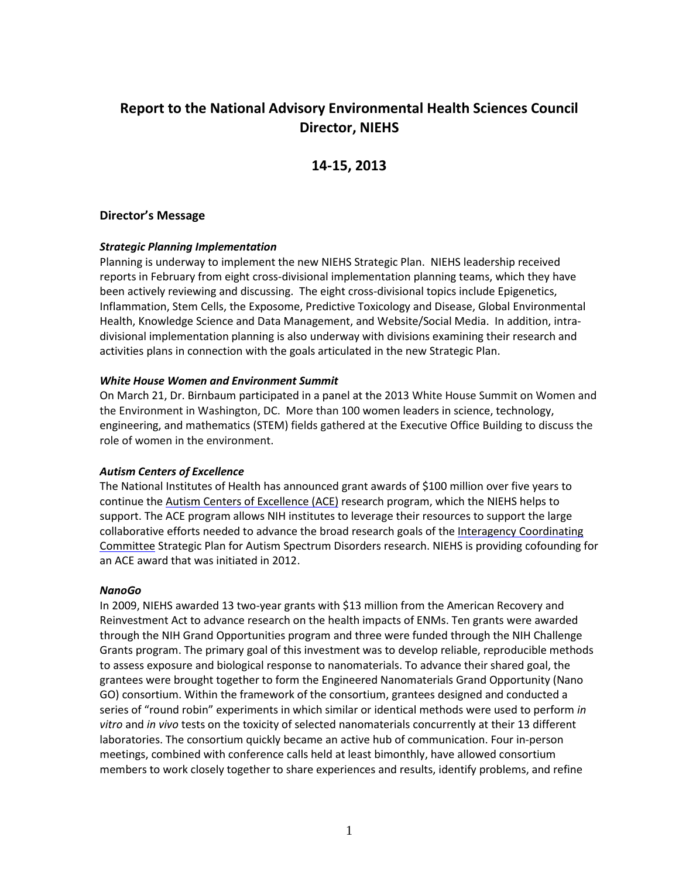# Report to the National Advisory Environmental Health Sciences Council Director, NIEHS

## 14-15, 2013

### Director's Message

***Strategic Planning Implementation***

Planning is underway to implement the new NIEHS Strategic Plan. NIEHS leadership received reports in February from eight cross-divisional implementation planning teams, which they have been actively reviewing and discussing. The eight cross-divisional topics include Epigenetics, Inflammation, Stem Cells, the Exposome, Predictive Toxicology and Disease, Global Environmental Health, Knowledge Science and Data Management, and Website/Social Media. In addition, intra-divisional implementation planning is also underway with divisions examining their research and activities plans in connection with the goals articulated in the new Strategic Plan.

***White House Women and Environment Summit***

On March 21, Dr. Birnbaum participated in a panel at the 2013 White House Summit on Women and the Environment in Washington, DC. More than 100 women leaders in science, technology, engineering, and mathematics (STEM) fields gathered at the Executive Office Building to discuss the role of women in the environment.

***Autism Centers of Excellence***

The National Institutes of Health has announced grant awards of $100 million over five years to continue the Autism Centers of Excellence (ACE) research program, which the NIEHS helps to support. The ACE program allows NIH institutes to leverage their resources to support the large collaborative efforts needed to advance the broad research goals of the Interagency Coordinating Committee Strategic Plan for Autism Spectrum Disorders research. NIEHS is providing cofounding for an ACE award that was initiated in 2012.

***NanoGo***

In 2009, NIEHS awarded 13 two-year grants with $13 million from the American Recovery and Reinvestment Act to advance research on the health impacts of ENMs. Ten grants were awarded through the NIH Grand Opportunities program and three were funded through the NIH Challenge Grants program. The primary goal of this investment was to develop reliable, reproducible methods to assess exposure and biological response to nanomaterials. To advance their shared goal, the grantees were brought together to form the Engineered Nanomaterials Grand Opportunity (Nano GO) consortium. Within the framework of the consortium, grantees designed and conducted a series of "round robin" experiments in which similar or identical methods were used to perform *in vitro* and *in vivo* tests on the toxicity of selected nanomaterials concurrently at their 13 different laboratories. The consortium quickly became an active hub of communication. Four in-person meetings, combined with conference calls held at least bimonthly, have allowed consortium members to work closely together to share experiences and results, identify problems, and refine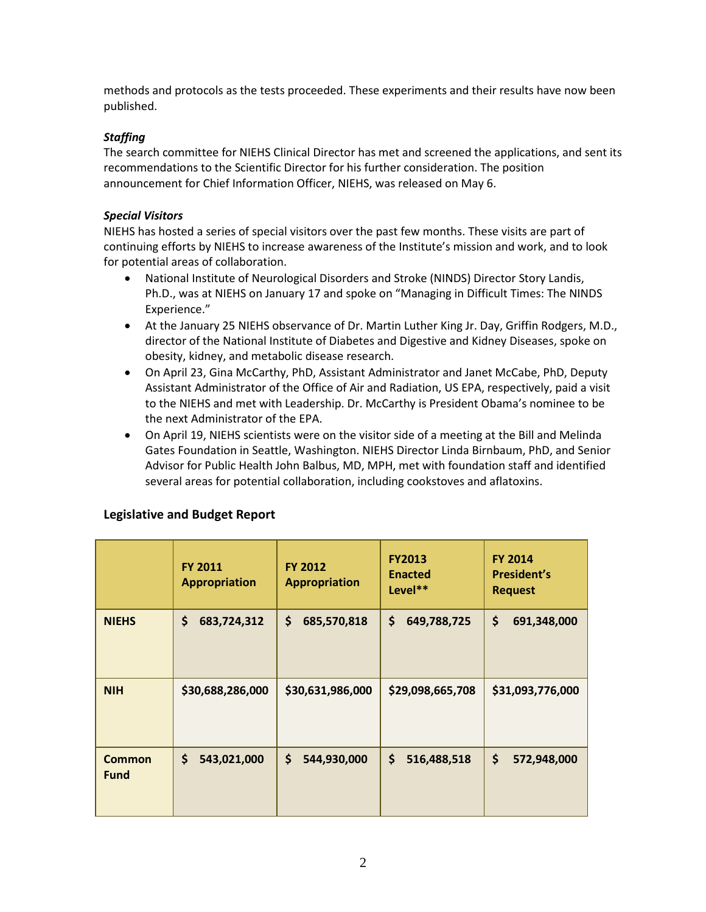methods and protocols as the tests proceeded. These experiments and their results have now been published.

***Staffing***

The search committee for NIEHS Clinical Director has met and screened the applications, and sent its recommendations to the Scientific Director for his further consideration. The position announcement for Chief Information Officer, NIEHS, was released on May 6.

***Special Visitors***

NIEHS has hosted a series of special visitors over the past few months. These visits are part of continuing efforts by NIEHS to increase awareness of the Institute's mission and work, and to look for potential areas of collaboration.

- National Institute of Neurological Disorders and Stroke (NINDS) Director Story Landis, Ph.D., was at NIEHS on January 17 and spoke on "Managing in Difficult Times: The NINDS Experience."
- At the January 25 NIEHS observance of Dr. Martin Luther King Jr. Day, Griffin Rodgers, M.D., director of the National Institute of Diabetes and Digestive and Kidney Diseases, spoke on obesity, kidney, and metabolic disease research.
- On April 23, Gina McCarthy, PhD, Assistant Administrator and Janet McCabe, PhD, Deputy Assistant Administrator of the Office of Air and Radiation, US EPA, respectively, paid a visit to the NIEHS and met with Leadership. Dr. McCarthy is President Obama's nominee to be the next Administrator of the EPA.
- On April 19, NIEHS scientists were on the visitor side of a meeting at the Bill and Melinda Gates Foundation in Seattle, Washington. NIEHS Director Linda Birnbaum, PhD, and Senior Advisor for Public Health John Balbus, MD, MPH, met with foundation staff and identified several areas for potential collaboration, including cookstoves and aflatoxins.

## Legislative and Budget Report

| | FY 2011 Appropriation | FY 2012 Appropriation | FY2013 Enacted Level** | FY 2014 President's Request |
|---|---|---|---|---|
| **NIEHS** | $ 683,724,312 | $ 685,570,818 | $ 649,788,725 | $ 691,348,000 |
| **NIH** | $30,688,286,000 | $30,631,986,000 | $29,098,665,708 | $31,093,776,000 |
| **Common Fund** | $ 543,021,000 | $ 544,930,000 | $ 516,488,518 | $ 572,948,000 |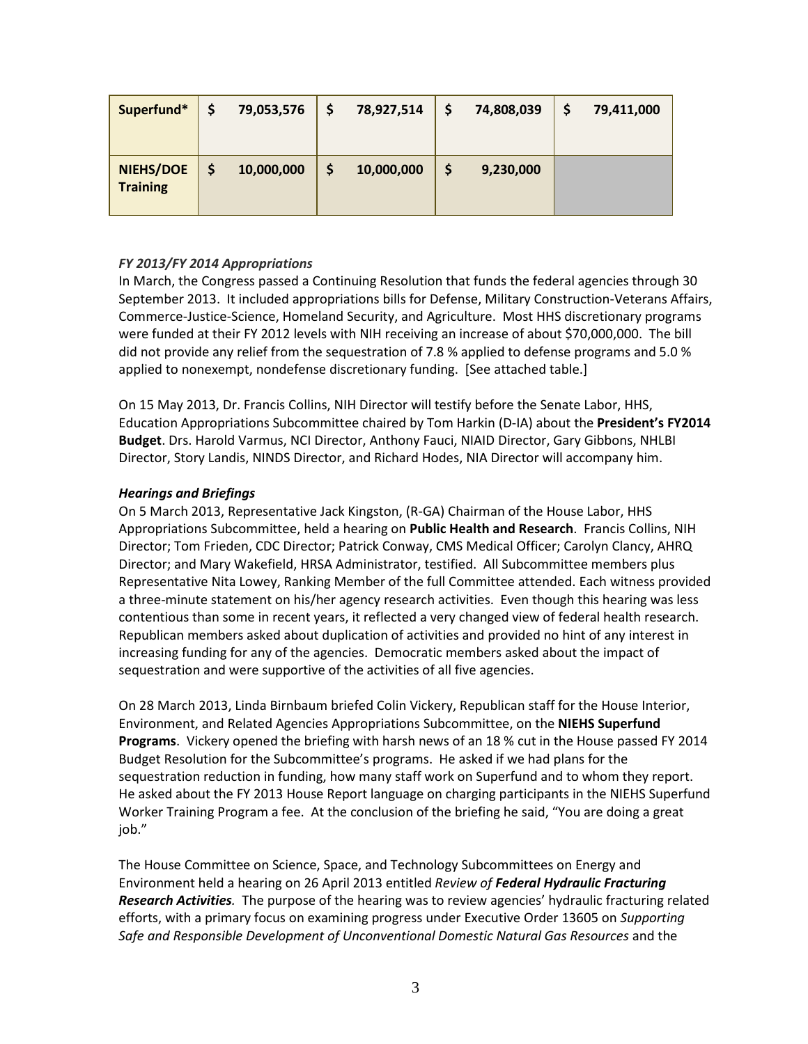| Superfund* | $ 79,053,576 | $ 78,927,514 | $ 74,808,039 | $ 79,411,000 |
|---|---|---|---|---|
| **NIEHS/DOE Training** | $ 10,000,000 | $ 10,000,000 | $ 9,230,000 | |

***FY 2013/FY 2014 Appropriations***

In March, the Congress passed a Continuing Resolution that funds the federal agencies through 30 September 2013. It included appropriations bills for Defense, Military Construction-Veterans Affairs, Commerce-Justice-Science, Homeland Security, and Agriculture. Most HHS discretionary programs were funded at their FY 2012 levels with NIH receiving an increase of about $70,000,000. The bill did not provide any relief from the sequestration of 7.8 % applied to defense programs and 5.0 % applied to nonexempt, nondefense discretionary funding. [See attached table.]

On 15 May 2013, Dr. Francis Collins, NIH Director will testify before the Senate Labor, HHS, Education Appropriations Subcommittee chaired by Tom Harkin (D-IA) about the **President's FY2014 Budget**. Drs. Harold Varmus, NCI Director, Anthony Fauci, NIAID Director, Gary Gibbons, NHLBI Director, Story Landis, NINDS Director, and Richard Hodes, NIA Director will accompany him.

***Hearings and Briefings***

On 5 March 2013, Representative Jack Kingston, (R-GA) Chairman of the House Labor, HHS Appropriations Subcommittee, held a hearing on **Public Health and Research**. Francis Collins, NIH Director; Tom Frieden, CDC Director; Patrick Conway, CMS Medical Officer; Carolyn Clancy, AHRQ Director; and Mary Wakefield, HRSA Administrator, testified. All Subcommittee members plus Representative Nita Lowey, Ranking Member of the full Committee attended. Each witness provided a three-minute statement on his/her agency research activities. Even though this hearing was less contentious than some in recent years, it reflected a very changed view of federal health research. Republican members asked about duplication of activities and provided no hint of any interest in increasing funding for any of the agencies. Democratic members asked about the impact of sequestration and were supportive of the activities of all five agencies.

On 28 March 2013, Linda Birnbaum briefed Colin Vickery, Republican staff for the House Interior, Environment, and Related Agencies Appropriations Subcommittee, on the **NIEHS Superfund Programs**. Vickery opened the briefing with harsh news of an 18 % cut in the House passed FY 2014 Budget Resolution for the Subcommittee's programs. He asked if we had plans for the sequestration reduction in funding, how many staff work on Superfund and to whom they report. He asked about the FY 2013 House Report language on charging participants in the NIEHS Superfund Worker Training Program a fee. At the conclusion of the briefing he said, "You are doing a great job."

The House Committee on Science, Space, and Technology Subcommittees on Energy and Environment held a hearing on 26 April 2013 entitled *Review of **Federal Hydraulic Fracturing Research Activities**.* The purpose of the hearing was to review agencies' hydraulic fracturing related efforts, with a primary focus on examining progress under Executive Order 13605 on *Supporting Safe and Responsible Development of Unconventional Domestic Natural Gas Resources* and the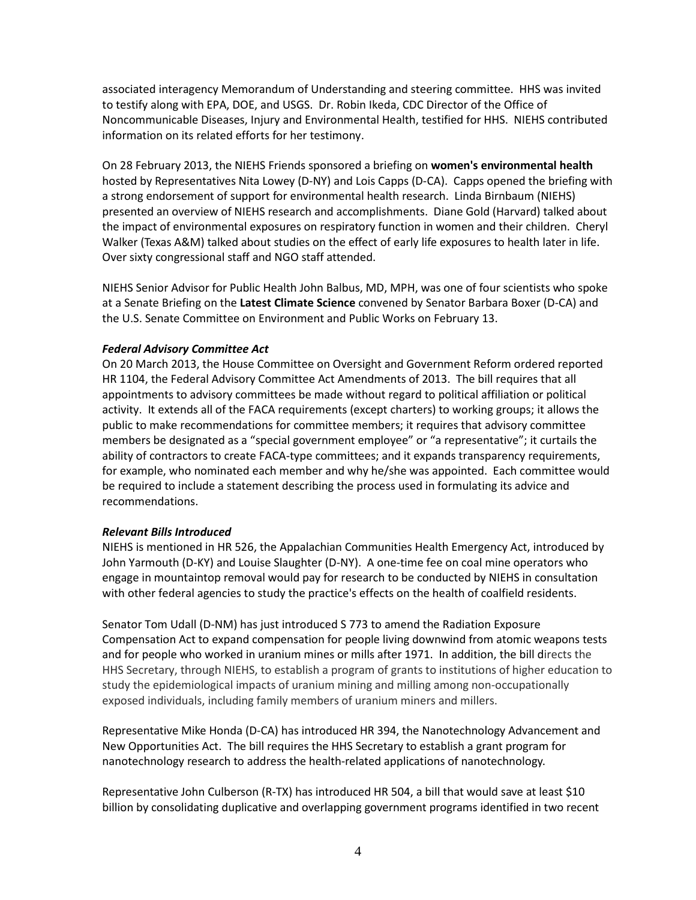associated interagency Memorandum of Understanding and steering committee. HHS was invited to testify along with EPA, DOE, and USGS. Dr. Robin Ikeda, CDC Director of the Office of Noncommunicable Diseases, Injury and Environmental Health, testified for HHS. NIEHS contributed information on its related efforts for her testimony.

On 28 February 2013, the NIEHS Friends sponsored a briefing on **women's environmental health** hosted by Representatives Nita Lowey (D-NY) and Lois Capps (D-CA). Capps opened the briefing with a strong endorsement of support for environmental health research. Linda Birnbaum (NIEHS) presented an overview of NIEHS research and accomplishments. Diane Gold (Harvard) talked about the impact of environmental exposures on respiratory function in women and their children. Cheryl Walker (Texas A&M) talked about studies on the effect of early life exposures to health later in life. Over sixty congressional staff and NGO staff attended.

NIEHS Senior Advisor for Public Health John Balbus, MD, MPH, was one of four scientists who spoke at a Senate Briefing on the **Latest Climate Science** convened by Senator Barbara Boxer (D-CA) and the U.S. Senate Committee on Environment and Public Works on February 13.

***Federal Advisory Committee Act***

On 20 March 2013, the House Committee on Oversight and Government Reform ordered reported HR 1104, the Federal Advisory Committee Act Amendments of 2013. The bill requires that all appointments to advisory committees be made without regard to political affiliation or political activity. It extends all of the FACA requirements (except charters) to working groups; it allows the public to make recommendations for committee members; it requires that advisory committee members be designated as a "special government employee" or "a representative"; it curtails the ability of contractors to create FACA-type committees; and it expands transparency requirements, for example, who nominated each member and why he/she was appointed. Each committee would be required to include a statement describing the process used in formulating its advice and recommendations.

***Relevant Bills Introduced***

NIEHS is mentioned in HR 526, the Appalachian Communities Health Emergency Act, introduced by John Yarmouth (D-KY) and Louise Slaughter (D-NY). A one-time fee on coal mine operators who engage in mountaintop removal would pay for research to be conducted by NIEHS in consultation with other federal agencies to study the practice's effects on the health of coalfield residents.

Senator Tom Udall (D-NM) has just introduced S 773 to amend the Radiation Exposure Compensation Act to expand compensation for people living downwind from atomic weapons tests and for people who worked in uranium mines or mills after 1971. In addition, the bill directs the HHS Secretary, through NIEHS, to establish a program of grants to institutions of higher education to study the epidemiological impacts of uranium mining and milling among non-occupationally exposed individuals, including family members of uranium miners and millers.

Representative Mike Honda (D-CA) has introduced HR 394, the Nanotechnology Advancement and New Opportunities Act. The bill requires the HHS Secretary to establish a grant program for nanotechnology research to address the health-related applications of nanotechnology.

Representative John Culberson (R-TX) has introduced HR 504, a bill that would save at least $10 billion by consolidating duplicative and overlapping government programs identified in two recent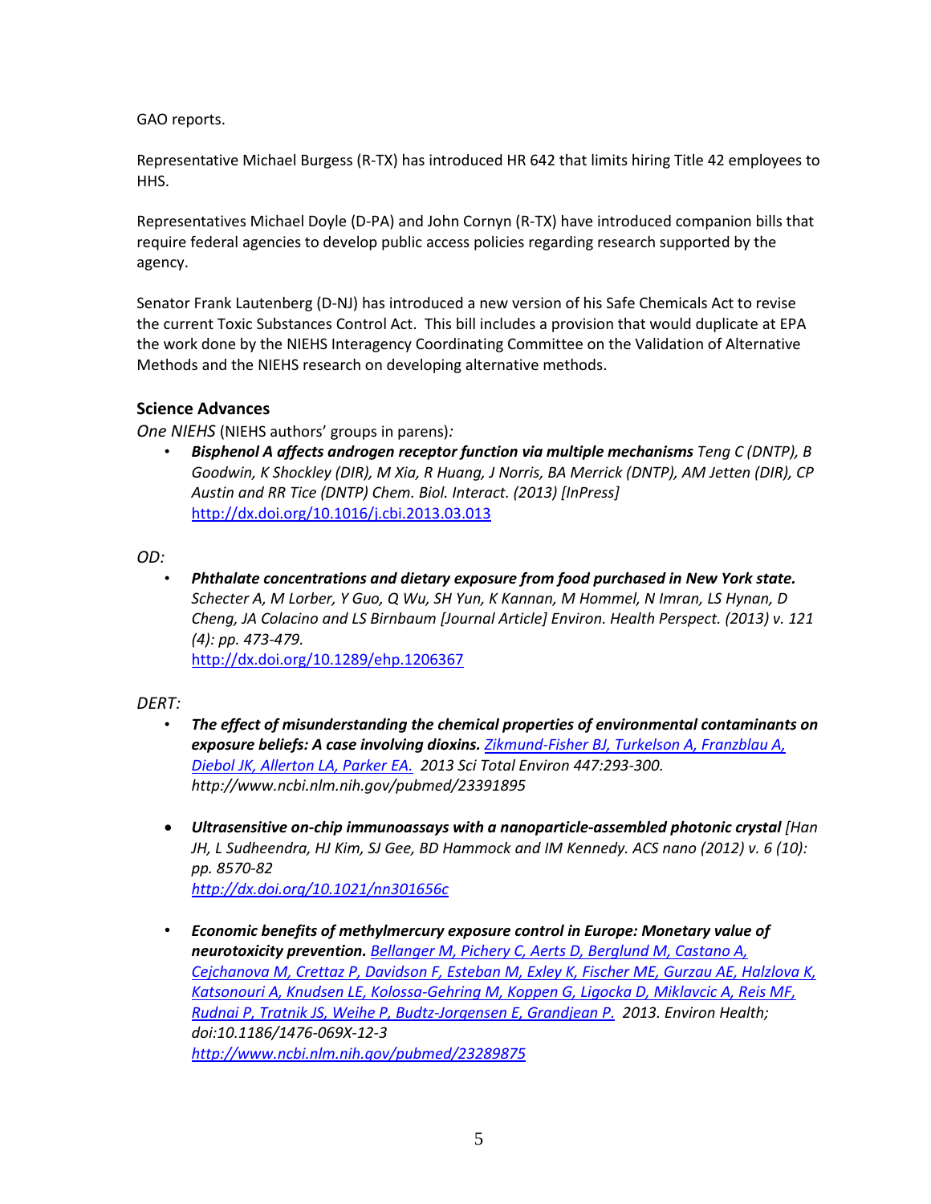GAO reports.

Representative Michael Burgess (R-TX) has introduced HR 642 that limits hiring Title 42 employees to HHS.

Representatives Michael Doyle (D-PA) and John Cornyn (R-TX) have introduced companion bills that require federal agencies to develop public access policies regarding research supported by the agency.

Senator Frank Lautenberg (D-NJ) has introduced a new version of his Safe Chemicals Act to revise the current Toxic Substances Control Act. This bill includes a provision that would duplicate at EPA the work done by the NIEHS Interagency Coordinating Committee on the Validation of Alternative Methods and the NIEHS research on developing alternative methods.

### Science Advances

*One NIEHS* (NIEHS authors' groups in parens)*:*

- ***Bisphenol A affects androgen receptor function via multiple mechanisms*** *Teng C (DNTP), B Goodwin, K Shockley (DIR), M Xia, R Huang, J Norris, BA Merrick (DNTP), AM Jetten (DIR), CP Austin and RR Tice (DNTP) Chem. Biol. Interact. (2013) [InPress]* http://dx.doi.org/10.1016/j.cbi.2013.03.013

*OD:*

- ***Phthalate concentrations and dietary exposure from food purchased in New York state.*** *Schecter A, M Lorber, Y Guo, Q Wu, SH Yun, K Kannan, M Hommel, N Imran, LS Hynan, D Cheng, JA Colacino and LS Birnbaum [Journal Article] Environ. Health Perspect. (2013) v. 121 (4): pp. 473-479.*
  http://dx.doi.org/10.1289/ehp.1206367

*DERT:*

- ***The effect of misunderstanding the chemical properties of environmental contaminants on exposure beliefs: A case involving dioxins.*** *Zikmund-Fisher BJ, Turkelson A, Franzblau A, Diebol JK, Allerton LA, Parker EA. 2013 Sci Total Environ 447:293-300. http://www.ncbi.nlm.nih.gov/pubmed/23391895*

- ***Ultrasensitive on-chip immunoassays with a nanoparticle-assembled photonic crystal*** *[Han JH, L Sudheendra, HJ Kim, SJ Gee, BD Hammock and IM Kennedy. ACS nano (2012) v. 6 (10): pp. 8570-82*
  *http://dx.doi.org/10.1021/nn301656c*

- ***Economic benefits of methylmercury exposure control in Europe: Monetary value of neurotoxicity prevention.*** *Bellanger M, Pichery C, Aerts D, Berglund M, Castano A, Cejchanova M, Crettaz P, Davidson F, Esteban M, Exley K, Fischer ME, Gurzau AE, Halzlova K, Katsonouri A, Knudsen LE, Kolossa-Gehring M, Koppen G, Ligocka D, Miklavcic A, Reis MF, Rudnai P, Tratnik JS, Weihe P, Budtz-Jorgensen E, Grandjean P. 2013. Environ Health; doi:10.1186/1476-069X-12-3*
  *http://www.ncbi.nlm.nih.gov/pubmed/23289875*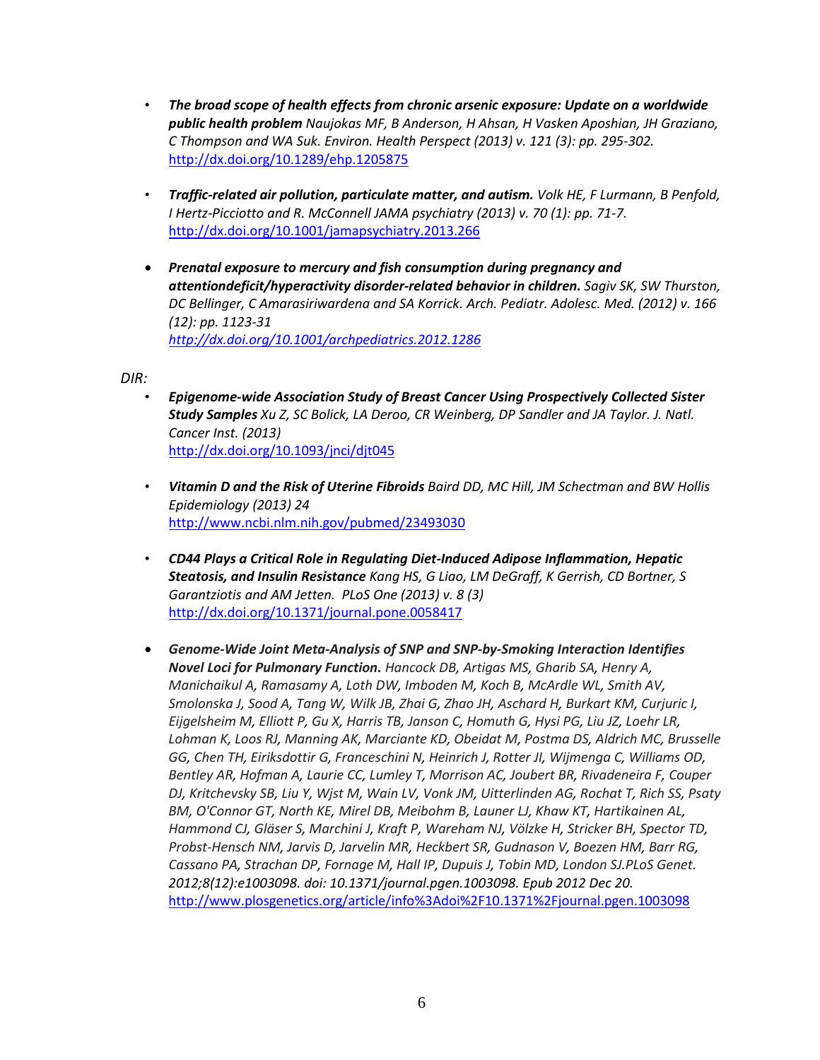- ***The broad scope of health effects from chronic arsenic exposure: Update on a worldwide public health problem*** *Naujokas MF, B Anderson, H Ahsan, H Vasken Aposhian, JH Graziano, C Thompson and WA Suk. Environ. Health Perspect (2013) v. 121 (3): pp. 295-302.* http://dx.doi.org/10.1289/ehp.1205875

- ***Traffic-related air pollution, particulate matter, and autism.*** *Volk HE, F Lurmann, B Penfold, I Hertz-Picciotto and R. McConnell JAMA psychiatry (2013) v. 70 (1): pp. 71-7.* http://dx.doi.org/10.1001/jamapsychiatry.2013.266

- ***Prenatal exposure to mercury and fish consumption during pregnancy and attentiondeficit/hyperactivity disorder-related behavior in children.*** *Sagiv SK, SW Thurston, DC Bellinger, C Amarasiriwardena and SA Korrick. Arch. Pediatr. Adolesc. Med. (2012) v. 166 (12): pp. 1123-31* *http://dx.doi.org/10.1001/archpediatrics.2012.1286*

*DIR:*

- ***Epigenome-wide Association Study of Breast Cancer Using Prospectively Collected Sister Study Samples*** *Xu Z, SC Bolick, LA Deroo, CR Weinberg, DP Sandler and JA Taylor. J. Natl. Cancer Inst. (2013)* http://dx.doi.org/10.1093/jnci/djt045

- ***Vitamin D and the Risk of Uterine Fibroids*** *Baird DD, MC Hill, JM Schectman and BW Hollis Epidemiology (2013) 24* http://www.ncbi.nlm.nih.gov/pubmed/23493030

- ***CD44 Plays a Critical Role in Regulating Diet-Induced Adipose Inflammation, Hepatic Steatosis, and Insulin Resistance*** *Kang HS, G Liao, LM DeGraff, K Gerrish, CD Bortner, S Garantziotis and AM Jetten. PLoS One (2013) v. 8 (3)* http://dx.doi.org/10.1371/journal.pone.0058417

- ***Genome-Wide Joint Meta-Analysis of SNP and SNP-by-Smoking Interaction Identifies Novel Loci for Pulmonary Function.*** *Hancock DB, Artigas MS, Gharib SA, Henry A, Manichaikul A, Ramasamy A, Loth DW, Imboden M, Koch B, McArdle WL, Smith AV, Smolonska J, Sood A, Tang W, Wilk JB, Zhai G, Zhao JH, Aschard H, Burkart KM, Curjuric I, Eijgelsheim M, Elliott P, Gu X, Harris TB, Janson C, Homuth G, Hysi PG, Liu JZ, Loehr LR, Lohman K, Loos RJ, Manning AK, Marciante KD, Obeidat M, Postma DS, Aldrich MC, Brusselle GG, Chen TH, Eiriksdottir G, Franceschini N, Heinrich J, Rotter JI, Wijmenga C, Williams OD, Bentley AR, Hofman A, Laurie CC, Lumley T, Morrison AC, Joubert BR, Rivadeneira F, Couper DJ, Kritchevsky SB, Liu Y, Wjst M, Wain LV, Vonk JM, Uitterlinden AG, Rochat T, Rich SS, Psaty BM, O'Connor GT, North KE, Mirel DB, Meibohm B, Launer LJ, Khaw KT, Hartikainen AL, Hammond CJ, Gläser S, Marchini J, Kraft P, Wareham NJ, Völzke H, Stricker BH, Spector TD, Probst-Hensch NM, Jarvis D, Jarvelin MR, Heckbert SR, Gudnason V, Boezen HM, Barr RG, Cassano PA, Strachan DP, Fornage M, Hall IP, Dupuis J, Tobin MD, London SJ.PLoS Genet. 2012;8(12):e1003098. doi: 10.1371/journal.pgen.1003098. Epub 2012 Dec 20.* http://www.plosgenetics.org/article/info%3Adoi%2F10.1371%2Fjournal.pgen.1003098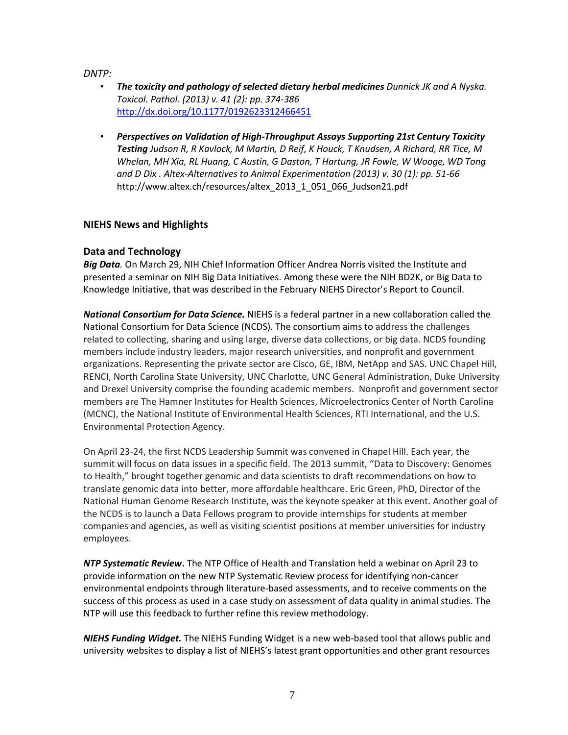*DNTP:*

- ***The toxicity and pathology of selected dietary herbal medicines*** *Dunnick JK and A Nyska. Toxicol. Pathol. (2013) v. 41 (2): pp. 374-386* http://dx.doi.org/10.1177/0192623312466451

- ***Perspectives on Validation of High-Throughput Assays Supporting 21st Century Toxicity Testing*** *Judson R, R Kavlock, M Martin, D Reif, K Houck, T Knudsen, A Richard, RR Tice, M Whelan, MH Xia, RL Huang, C Austin, G Daston, T Hartung, JR Fowle, W Wooge, WD Tong and D Dix . Altex-Alternatives to Animal Experimentation (2013) v. 30 (1): pp. 51-66* http://www.altex.ch/resources/altex_2013_1_051_066_Judson21.pdf

## NIEHS News and Highlights

### Data and Technology

***Big Data.*** On March 29, NIH Chief Information Officer Andrea Norris visited the Institute and presented a seminar on NIH Big Data Initiatives. Among these were the NIH BD2K, or Big Data to Knowledge Initiative, that was described in the February NIEHS Director's Report to Council.

***National Consortium for Data Science.*** NIEHS is a federal partner in a new collaboration called the National Consortium for Data Science (NCDS). The consortium aims to address the challenges related to collecting, sharing and using large, diverse data collections, or big data. NCDS founding members include industry leaders, major research universities, and nonprofit and government organizations. Representing the private sector are Cisco, GE, IBM, NetApp and SAS. UNC Chapel Hill, RENCI, North Carolina State University, UNC Charlotte, UNC General Administration, Duke University and Drexel University comprise the founding academic members. Nonprofit and government sector members are The Hamner Institutes for Health Sciences, Microelectronics Center of North Carolina (MCNC), the National Institute of Environmental Health Sciences, RTI International, and the U.S. Environmental Protection Agency.

On April 23-24, the first NCDS Leadership Summit was convened in Chapel Hill. Each year, the summit will focus on data issues in a specific field. The 2013 summit, "Data to Discovery: Genomes to Health," brought together genomic and data scientists to draft recommendations on how to translate genomic data into better, more affordable healthcare. Eric Green, PhD, Director of the National Human Genome Research Institute, was the keynote speaker at this event. Another goal of the NCDS is to launch a Data Fellows program to provide internships for students at member companies and agencies, as well as visiting scientist positions at member universities for industry employees.

***NTP Systematic Review*.** The NTP Office of Health and Translation held a webinar on April 23 to provide information on the new NTP Systematic Review process for identifying non-cancer environmental endpoints through literature-based assessments, and to receive comments on the success of this process as used in a case study on assessment of data quality in animal studies. The NTP will use this feedback to further refine this review methodology.

***NIEHS Funding Widget.*** The NIEHS Funding Widget is a new web-based tool that allows public and university websites to display a list of NIEHS's latest grant opportunities and other grant resources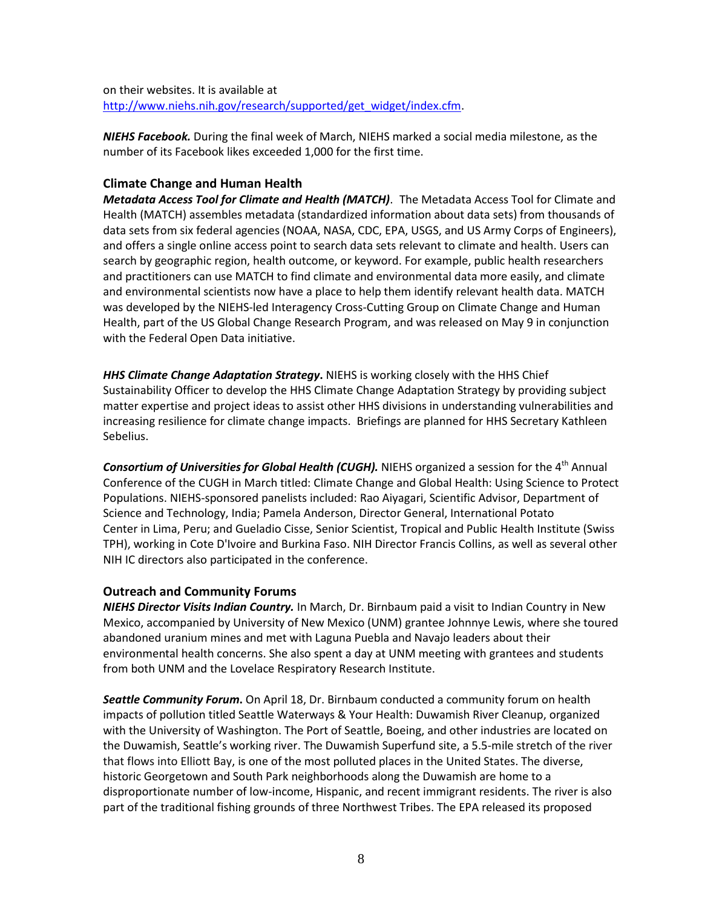on their websites. It is available at [http://www.niehs.nih.gov/research/supported/get_widget/index.cfm](http://www.niehs.nih.gov/research/supported/get_widget/index.cfm).

***NIEHS Facebook.*** During the final week of March, NIEHS marked a social media milestone, as the number of its Facebook likes exceeded 1,000 for the first time.

### Climate Change and Human Health

***Metadata Access Tool for Climate and Health (MATCH)***. The Metadata Access Tool for Climate and Health (MATCH) assembles metadata (standardized information about data sets) from thousands of data sets from six federal agencies (NOAA, NASA, CDC, EPA, USGS, and US Army Corps of Engineers), and offers a single online access point to search data sets relevant to climate and health. Users can search by geographic region, health outcome, or keyword. For example, public health researchers and practitioners can use MATCH to find climate and environmental data more easily, and climate and environmental scientists now have a place to help them identify relevant health data. MATCH was developed by the NIEHS-led Interagency Cross-Cutting Group on Climate Change and Human Health, part of the US Global Change Research Program, and was released on May 9 in conjunction with the Federal Open Data initiative.

***HHS Climate Change Adaptation Strategy*.** NIEHS is working closely with the HHS Chief Sustainability Officer to develop the HHS Climate Change Adaptation Strategy by providing subject matter expertise and project ideas to assist other HHS divisions in understanding vulnerabilities and increasing resilience for climate change impacts. Briefings are planned for HHS Secretary Kathleen Sebelius.

***Consortium of Universities for Global Health (CUGH).*** NIEHS organized a session for the 4th Annual Conference of the CUGH in March titled: Climate Change and Global Health: Using Science to Protect Populations. NIEHS-sponsored panelists included: Rao Aiyagari, Scientific Advisor, Department of Science and Technology, India; Pamela Anderson, Director General, International Potato Center in Lima, Peru; and Gueladio Cisse, Senior Scientist, Tropical and Public Health Institute (Swiss TPH), working in Cote D'Ivoire and Burkina Faso. NIH Director Francis Collins, as well as several other NIH IC directors also participated in the conference.

### Outreach and Community Forums

***NIEHS Director Visits Indian Country.*** In March, Dr. Birnbaum paid a visit to Indian Country in New Mexico, accompanied by University of New Mexico (UNM) grantee Johnnye Lewis, where she toured abandoned uranium mines and met with Laguna Puebla and Navajo leaders about their environmental health concerns. She also spent a day at UNM meeting with grantees and students from both UNM and the Lovelace Respiratory Research Institute.

***Seattle Community Forum*.** On April 18, Dr. Birnbaum conducted a community forum on health impacts of pollution titled Seattle Waterways & Your Health: Duwamish River Cleanup, organized with the University of Washington. The Port of Seattle, Boeing, and other industries are located on the Duwamish, Seattle's working river. The Duwamish Superfund site, a 5.5-mile stretch of the river that flows into Elliott Bay, is one of the most polluted places in the United States. The diverse, historic Georgetown and South Park neighborhoods along the Duwamish are home to a disproportionate number of low-income, Hispanic, and recent immigrant residents. The river is also part of the traditional fishing grounds of three Northwest Tribes. The EPA released its proposed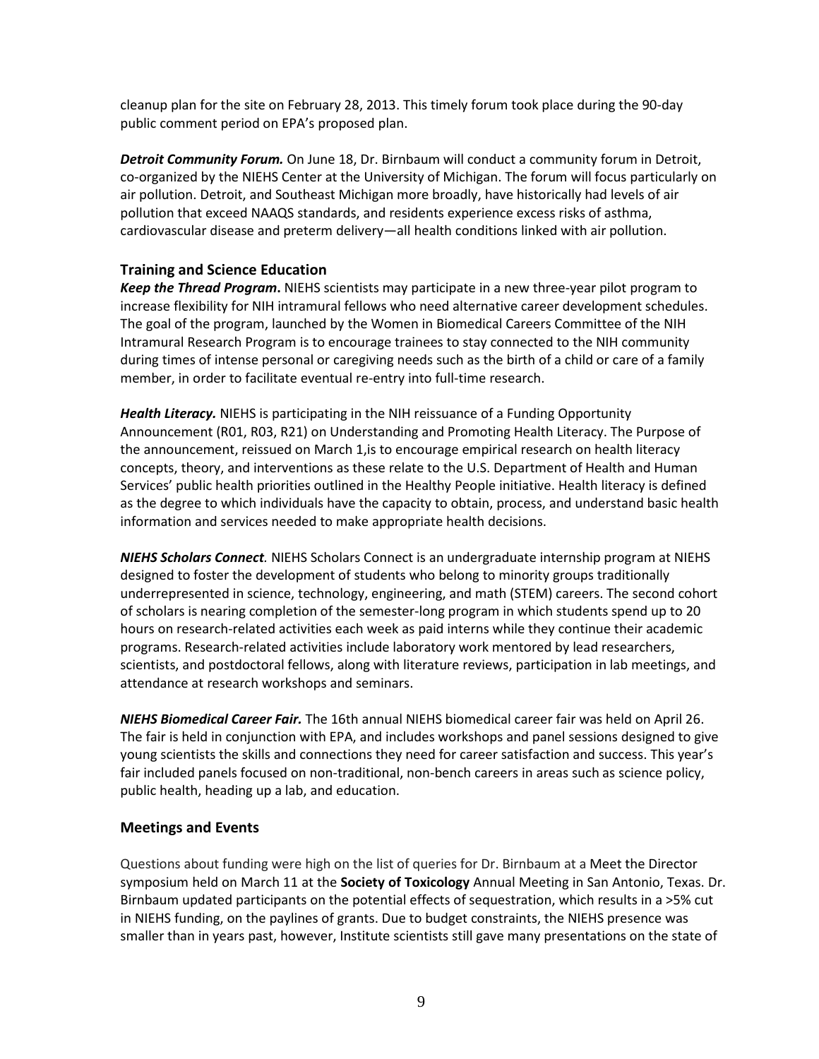cleanup plan for the site on February 28, 2013. This timely forum took place during the 90-day public comment period on EPA's proposed plan.

***Detroit Community Forum.*** On June 18, Dr. Birnbaum will conduct a community forum in Detroit, co-organized by the NIEHS Center at the University of Michigan. The forum will focus particularly on air pollution. Detroit, and Southeast Michigan more broadly, have historically had levels of air pollution that exceed NAAQS standards, and residents experience excess risks of asthma, cardiovascular disease and preterm delivery—all health conditions linked with air pollution.

### Training and Science Education

***Keep the Thread Program*.** NIEHS scientists may participate in a new three-year pilot program to increase flexibility for NIH intramural fellows who need alternative career development schedules. The goal of the program, launched by the Women in Biomedical Careers Committee of the NIH Intramural Research Program is to encourage trainees to stay connected to the NIH community during times of intense personal or caregiving needs such as the birth of a child or care of a family member, in order to facilitate eventual re-entry into full-time research.

***Health Literacy.*** NIEHS is participating in the NIH reissuance of a Funding Opportunity Announcement (R01, R03, R21) on Understanding and Promoting Health Literacy. The Purpose of the announcement, reissued on March 1,is to encourage empirical research on health literacy concepts, theory, and interventions as these relate to the U.S. Department of Health and Human Services' public health priorities outlined in the Healthy People initiative. Health literacy is defined as the degree to which individuals have the capacity to obtain, process, and understand basic health information and services needed to make appropriate health decisions.

***NIEHS Scholars Connect.*** NIEHS Scholars Connect is an undergraduate internship program at NIEHS designed to foster the development of students who belong to minority groups traditionally underrepresented in science, technology, engineering, and math (STEM) careers. The second cohort of scholars is nearing completion of the semester-long program in which students spend up to 20 hours on research-related activities each week as paid interns while they continue their academic programs. Research-related activities include laboratory work mentored by lead researchers, scientists, and postdoctoral fellows, along with literature reviews, participation in lab meetings, and attendance at research workshops and seminars.

***NIEHS Biomedical Career Fair.*** The 16th annual NIEHS biomedical career fair was held on April 26. The fair is held in conjunction with EPA, and includes workshops and panel sessions designed to give young scientists the skills and connections they need for career satisfaction and success. This year's fair included panels focused on non-traditional, non-bench careers in areas such as science policy, public health, heading up a lab, and education.

### Meetings and Events

Questions about funding were high on the list of queries for Dr. Birnbaum at a Meet the Director symposium held on March 11 at the **Society of Toxicology** Annual Meeting in San Antonio, Texas. Dr. Birnbaum updated participants on the potential effects of sequestration, which results in a >5% cut in NIEHS funding, on the paylines of grants. Due to budget constraints, the NIEHS presence was smaller than in years past, however, Institute scientists still gave many presentations on the state of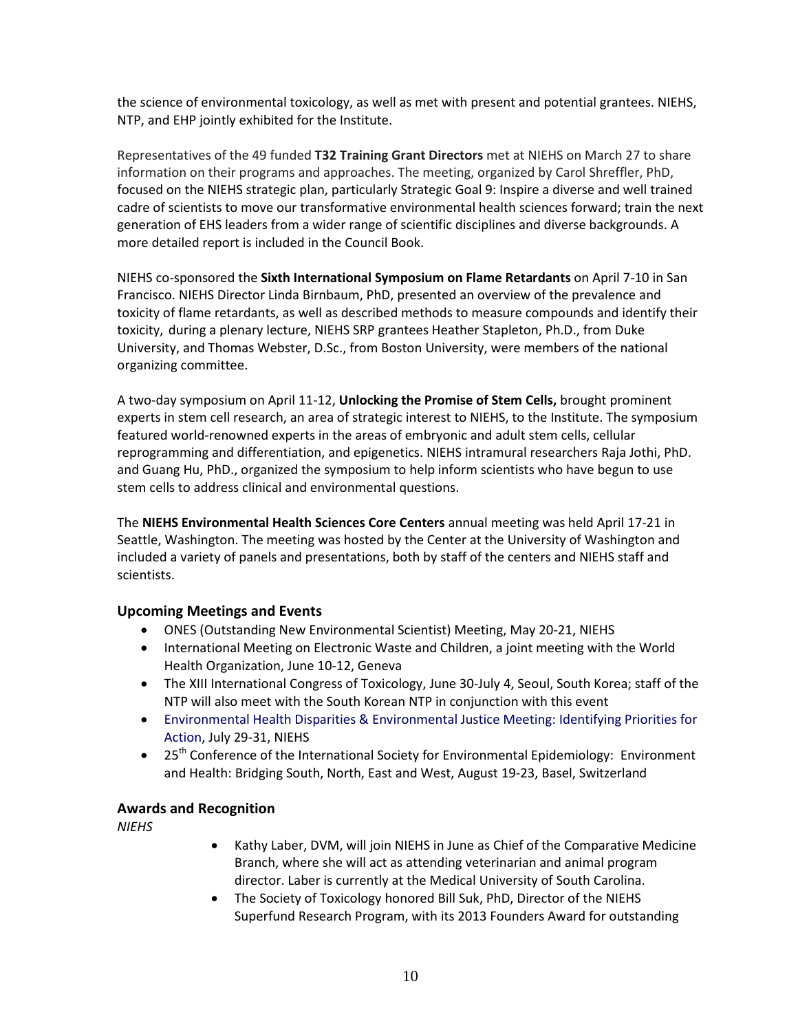the science of environmental toxicology, as well as met with present and potential grantees. NIEHS, NTP, and EHP jointly exhibited for the Institute.

Representatives of the 49 funded **T32 Training Grant Directors** met at NIEHS on March 27 to share information on their programs and approaches. The meeting, organized by Carol Shreffler, PhD, focused on the NIEHS strategic plan, particularly Strategic Goal 9: Inspire a diverse and well trained cadre of scientists to move our transformative environmental health sciences forward; train the next generation of EHS leaders from a wider range of scientific disciplines and diverse backgrounds. A more detailed report is included in the Council Book.

NIEHS co-sponsored the **Sixth International Symposium on Flame Retardants** on April 7-10 in San Francisco. NIEHS Director Linda Birnbaum, PhD, presented an overview of the prevalence and toxicity of flame retardants, as well as described methods to measure compounds and identify their toxicity, during a plenary lecture, NIEHS SRP grantees Heather Stapleton, Ph.D., from Duke University, and Thomas Webster, D.Sc., from Boston University, were members of the national organizing committee.

A two-day symposium on April 11-12, **Unlocking the Promise of Stem Cells,** brought prominent experts in stem cell research, an area of strategic interest to NIEHS, to the Institute. The symposium featured world-renowned experts in the areas of embryonic and adult stem cells, cellular reprogramming and differentiation, and epigenetics. NIEHS intramural researchers Raja Jothi, PhD. and Guang Hu, PhD., organized the symposium to help inform scientists who have begun to use stem cells to address clinical and environmental questions.

The **NIEHS Environmental Health Sciences Core Centers** annual meeting was held April 17-21 in Seattle, Washington. The meeting was hosted by the Center at the University of Washington and included a variety of panels and presentations, both by staff of the centers and NIEHS staff and scientists.

### Upcoming Meetings and Events

- ONES (Outstanding New Environmental Scientist) Meeting, May 20-21, NIEHS
- International Meeting on Electronic Waste and Children, a joint meeting with the World Health Organization, June 10-12, Geneva
- The XIII International Congress of Toxicology, June 30-July 4, Seoul, South Korea; staff of the NTP will also meet with the South Korean NTP in conjunction with this event
- Environmental Health Disparities & Environmental Justice Meeting: Identifying Priorities for Action, July 29-31, NIEHS
- 25th Conference of the International Society for Environmental Epidemiology: Environment and Health: Bridging South, North, East and West, August 19-23, Basel, Switzerland

### Awards and Recognition

*NIEHS*

- Kathy Laber, DVM, will join NIEHS in June as Chief of the Comparative Medicine Branch, where she will act as attending veterinarian and animal program director. Laber is currently at the Medical University of South Carolina.
- The Society of Toxicology honored Bill Suk, PhD, Director of the NIEHS Superfund Research Program, with its 2013 Founders Award for outstanding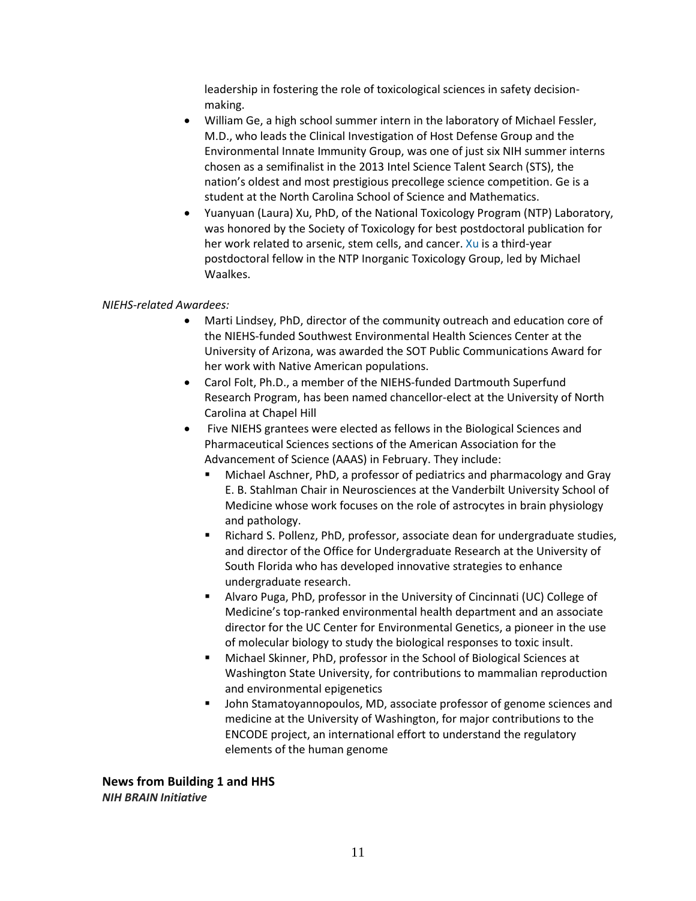leadership in fostering the role of toxicological sciences in safety decision-making.

- William Ge, a high school summer intern in the laboratory of Michael Fessler, M.D., who leads the Clinical Investigation of Host Defense Group and the Environmental Innate Immunity Group, was one of just six NIH summer interns chosen as a semifinalist in the 2013 Intel Science Talent Search (STS), the nation's oldest and most prestigious precollege science competition. Ge is a student at the North Carolina School of Science and Mathematics.
- Yuanyuan (Laura) Xu, PhD, of the National Toxicology Program (NTP) Laboratory, was honored by the Society of Toxicology for best postdoctoral publication for her work related to arsenic, stem cells, and cancer. Xu is a third-year postdoctoral fellow in the NTP Inorganic Toxicology Group, led by Michael Waalkes.

*NIEHS-related Awardees:*

- Marti Lindsey, PhD, director of the community outreach and education core of the NIEHS-funded Southwest Environmental Health Sciences Center at the University of Arizona, was awarded the SOT Public Communications Award for her work with Native American populations.
- Carol Folt, Ph.D., a member of the NIEHS-funded Dartmouth Superfund Research Program, has been named chancellor-elect at the University of North Carolina at Chapel Hill
- Five NIEHS grantees were elected as fellows in the Biological Sciences and Pharmaceutical Sciences sections of the American Association for the Advancement of Science (AAAS) in February. They include:
  - Michael Aschner, PhD, a professor of pediatrics and pharmacology and Gray E. B. Stahlman Chair in Neurosciences at the Vanderbilt University School of Medicine whose work focuses on the role of astrocytes in brain physiology and pathology.
  - Richard S. Pollenz, PhD, professor, associate dean for undergraduate studies, and director of the Office for Undergraduate Research at the University of South Florida who has developed innovative strategies to enhance undergraduate research.
  - Alvaro Puga, PhD, professor in the University of Cincinnati (UC) College of Medicine's top-ranked environmental health department and an associate director for the UC Center for Environmental Genetics, a pioneer in the use of molecular biology to study the biological responses to toxic insult.
  - Michael Skinner, PhD, professor in the School of Biological Sciences at Washington State University, for contributions to mammalian reproduction and environmental epigenetics
  - John Stamatoyannopoulos, MD, associate professor of genome sciences and medicine at the University of Washington, for major contributions to the ENCODE project, an international effort to understand the regulatory elements of the human genome

## News from Building 1 and HHS

***NIH BRAIN Initiative***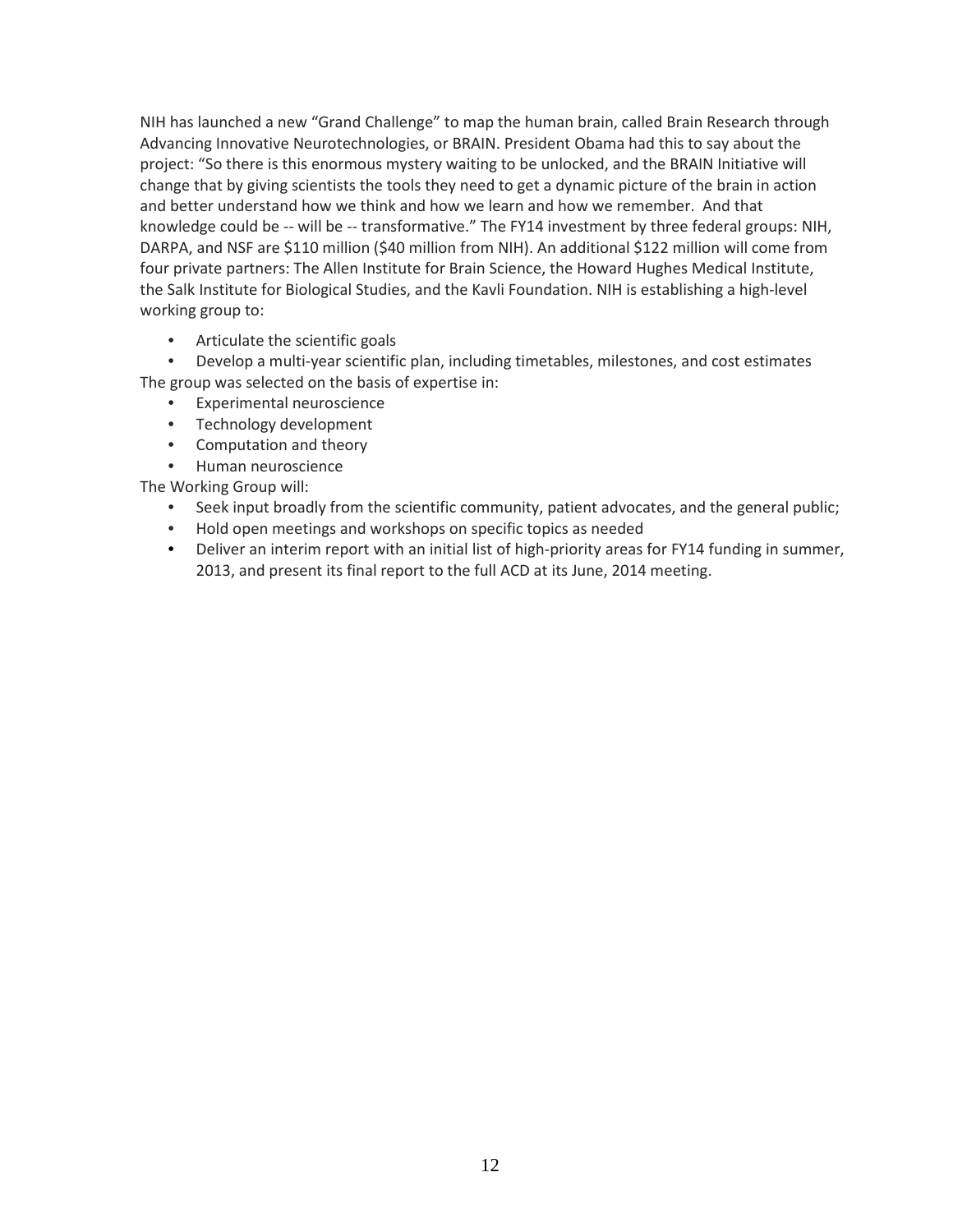NIH has launched a new "Grand Challenge" to map the human brain, called Brain Research through Advancing Innovative Neurotechnologies, or BRAIN. President Obama had this to say about the project: "So there is this enormous mystery waiting to be unlocked, and the BRAIN Initiative will change that by giving scientists the tools they need to get a dynamic picture of the brain in action and better understand how we think and how we learn and how we remember. And that knowledge could be -- will be -- transformative." The FY14 investment by three federal groups: NIH, DARPA, and NSF are $110 million ($40 million from NIH). An additional $122 million will come from four private partners: The Allen Institute for Brain Science, the Howard Hughes Medical Institute, the Salk Institute for Biological Studies, and the Kavli Foundation. NIH is establishing a high-level working group to:

- Articulate the scientific goals
- Develop a multi-year scientific plan, including timetables, milestones, and cost estimates

The group was selected on the basis of expertise in:

- Experimental neuroscience
- Technology development
- Computation and theory
- Human neuroscience

The Working Group will:

- Seek input broadly from the scientific community, patient advocates, and the general public;
- Hold open meetings and workshops on specific topics as needed
- Deliver an interim report with an initial list of high-priority areas for FY14 funding in summer, 2013, and present its final report to the full ACD at its June, 2014 meeting.